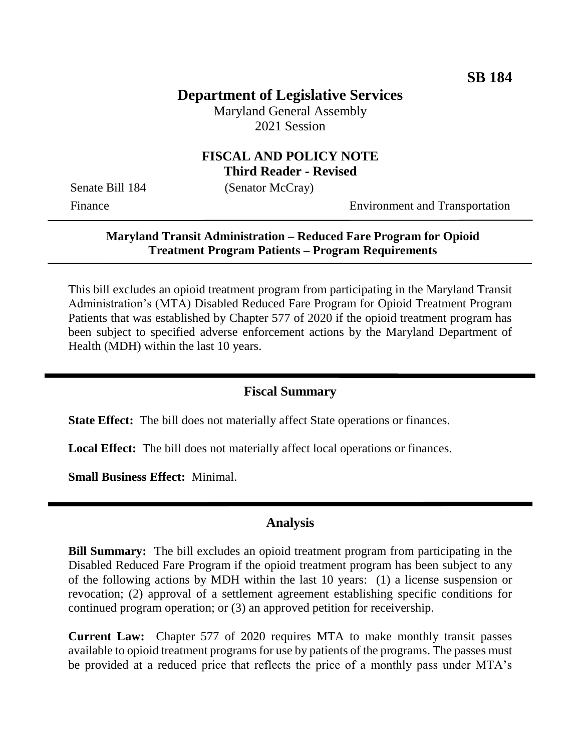**SB 184**

# Department of Legislative Services

Maryland General Assembly
2021 Session

## FISCAL AND POLICY NOTE
**Third Reader - Revised**

Senate Bill 184 (Senator McCray)

Finance | Environment and Transportation

**Maryland Transit Administration – Reduced Fare Program for Opioid Treatment Program Patients – Program Requirements**

This bill excludes an opioid treatment program from participating in the Maryland Transit Administration's (MTA) Disabled Reduced Fare Program for Opioid Treatment Program Patients that was established by Chapter 577 of 2020 if the opioid treatment program has been subject to specified adverse enforcement actions by the Maryland Department of Health (MDH) within the last 10 years.

## Fiscal Summary

**State Effect:** The bill does not materially affect State operations or finances.

**Local Effect:** The bill does not materially affect local operations or finances.

**Small Business Effect:** Minimal.

## Analysis

**Bill Summary:** The bill excludes an opioid treatment program from participating in the Disabled Reduced Fare Program if the opioid treatment program has been subject to any of the following actions by MDH within the last 10 years: (1) a license suspension or revocation; (2) approval of a settlement agreement establishing specific conditions for continued program operation; or (3) an approved petition for receivership.

**Current Law:** Chapter 577 of 2020 requires MTA to make monthly transit passes available to opioid treatment programs for use by patients of the programs. The passes must be provided at a reduced price that reflects the price of a monthly pass under MTA's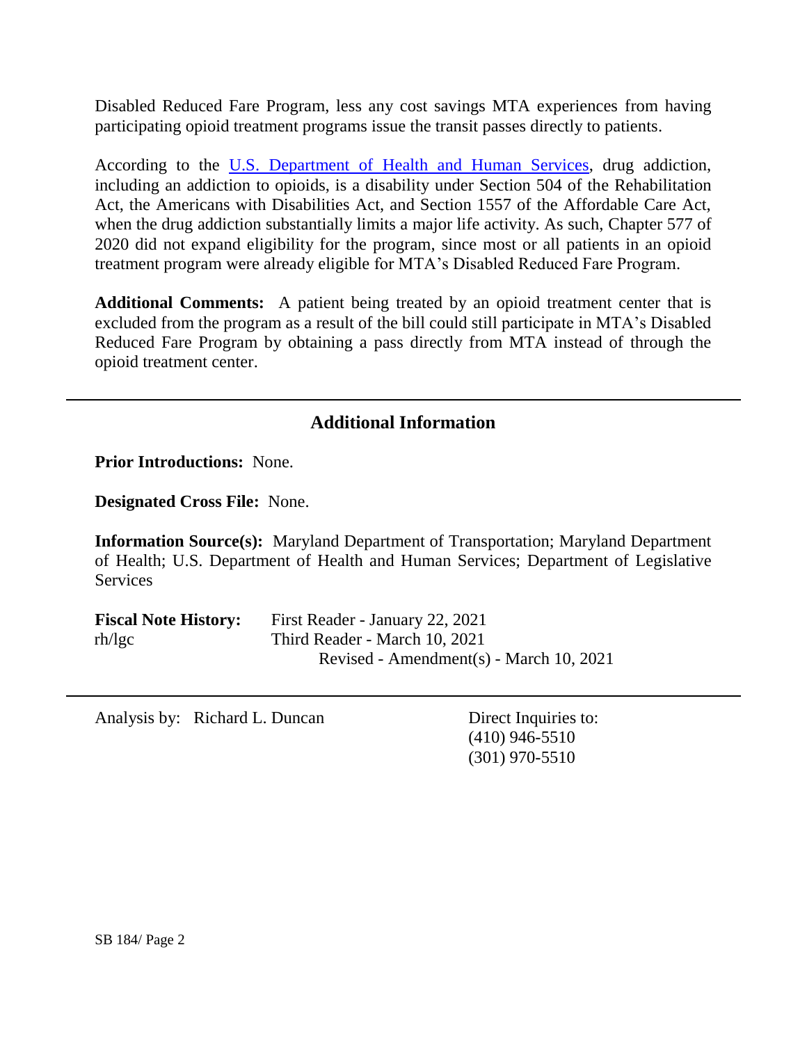Disabled Reduced Fare Program, less any cost savings MTA experiences from having participating opioid treatment programs issue the transit passes directly to patients.

According to the U.S. Department of Health and Human Services, drug addiction, including an addiction to opioids, is a disability under Section 504 of the Rehabilitation Act, the Americans with Disabilities Act, and Section 1557 of the Affordable Care Act, when the drug addiction substantially limits a major life activity. As such, Chapter 577 of 2020 did not expand eligibility for the program, since most or all patients in an opioid treatment program were already eligible for MTA's Disabled Reduced Fare Program.

**Additional Comments:** A patient being treated by an opioid treatment center that is excluded from the program as a result of the bill could still participate in MTA's Disabled Reduced Fare Program by obtaining a pass directly from MTA instead of through the opioid treatment center.

---

## Additional Information

**Prior Introductions:** None.

**Designated Cross File:** None.

**Information Source(s):** Maryland Department of Transportation; Maryland Department of Health; U.S. Department of Health and Human Services; Department of Legislative Services

**Fiscal Note History:** First Reader - January 22, 2021
rh/lgc Third Reader - March 10, 2021
Revised - Amendment(s) - March 10, 2021

---

Analysis by: Richard L. Duncan

Direct Inquiries to:
(410) 946-5510
(301) 970-5510